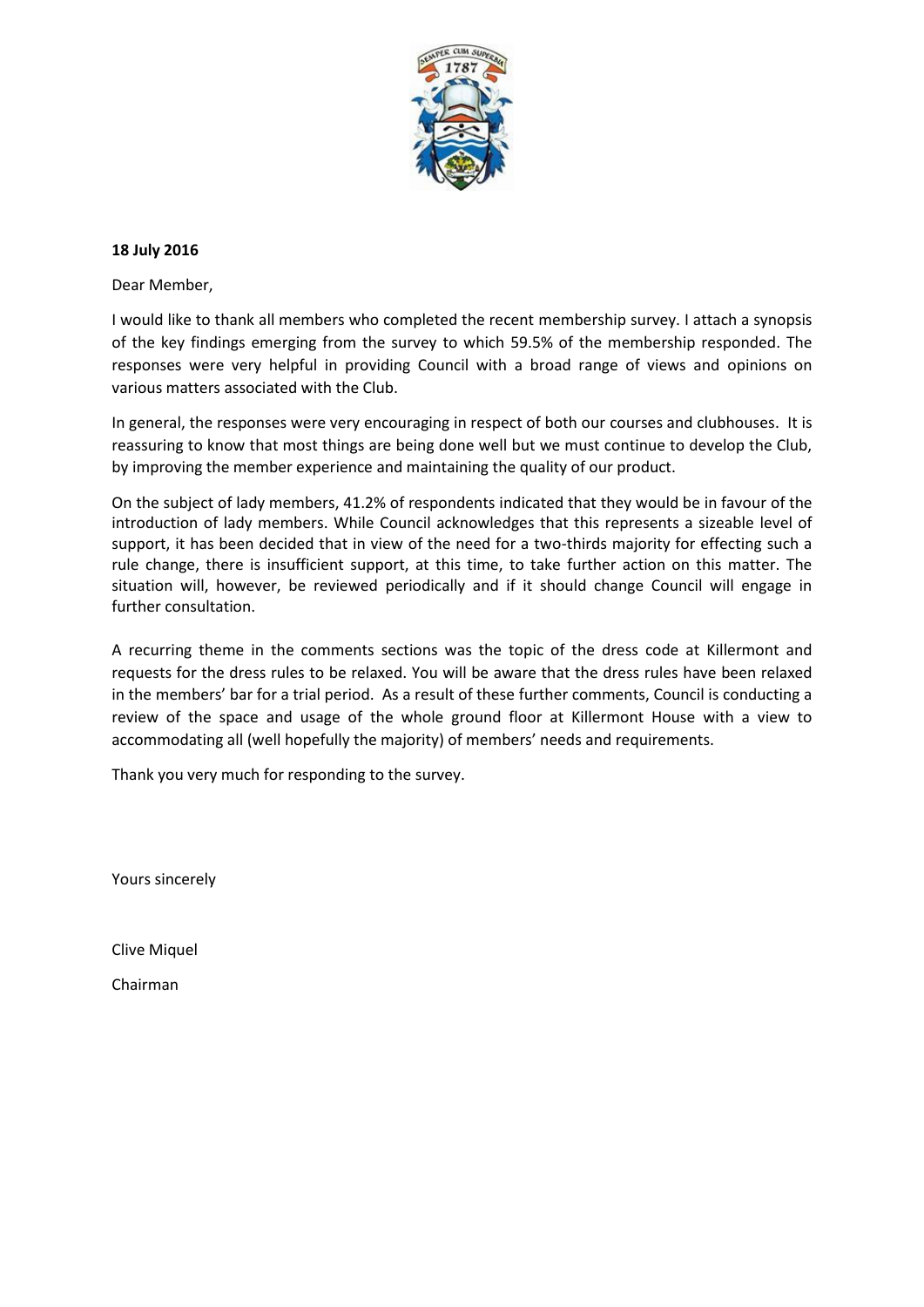**18 July 2016**

Dear Member,

I would like to thank all members who completed the recent membership survey. I attach a synopsis of the key findings emerging from the survey to which 59.5% of the membership responded. The responses were very helpful in providing Council with a broad range of views and opinions on various matters associated with the Club.

In general, the responses were very encouraging in respect of both our courses and clubhouses. It is reassuring to know that most things are being done well but we must continue to develop the Club, by improving the member experience and maintaining the quality of our product.

On the subject of lady members, 41.2% of respondents indicated that they would be in favour of the introduction of lady members. While Council acknowledges that this represents a sizeable level of support, it has been decided that in view of the need for a two-thirds majority for effecting such a rule change, there is insufficient support, at this time, to take further action on this matter. The situation will, however, be reviewed periodically and if it should change Council will engage in further consultation.

A recurring theme in the comments sections was the topic of the dress code at Killermont and requests for the dress rules to be relaxed. You will be aware that the dress rules have been relaxed in the members' bar for a trial period. As a result of these further comments, Council is conducting a review of the space and usage of the whole ground floor at Killermont House with a view to accommodating all (well hopefully the majority) of members' needs and requirements.

Thank you very much for responding to the survey.

Yours sincerely

Clive Miquel

Chairman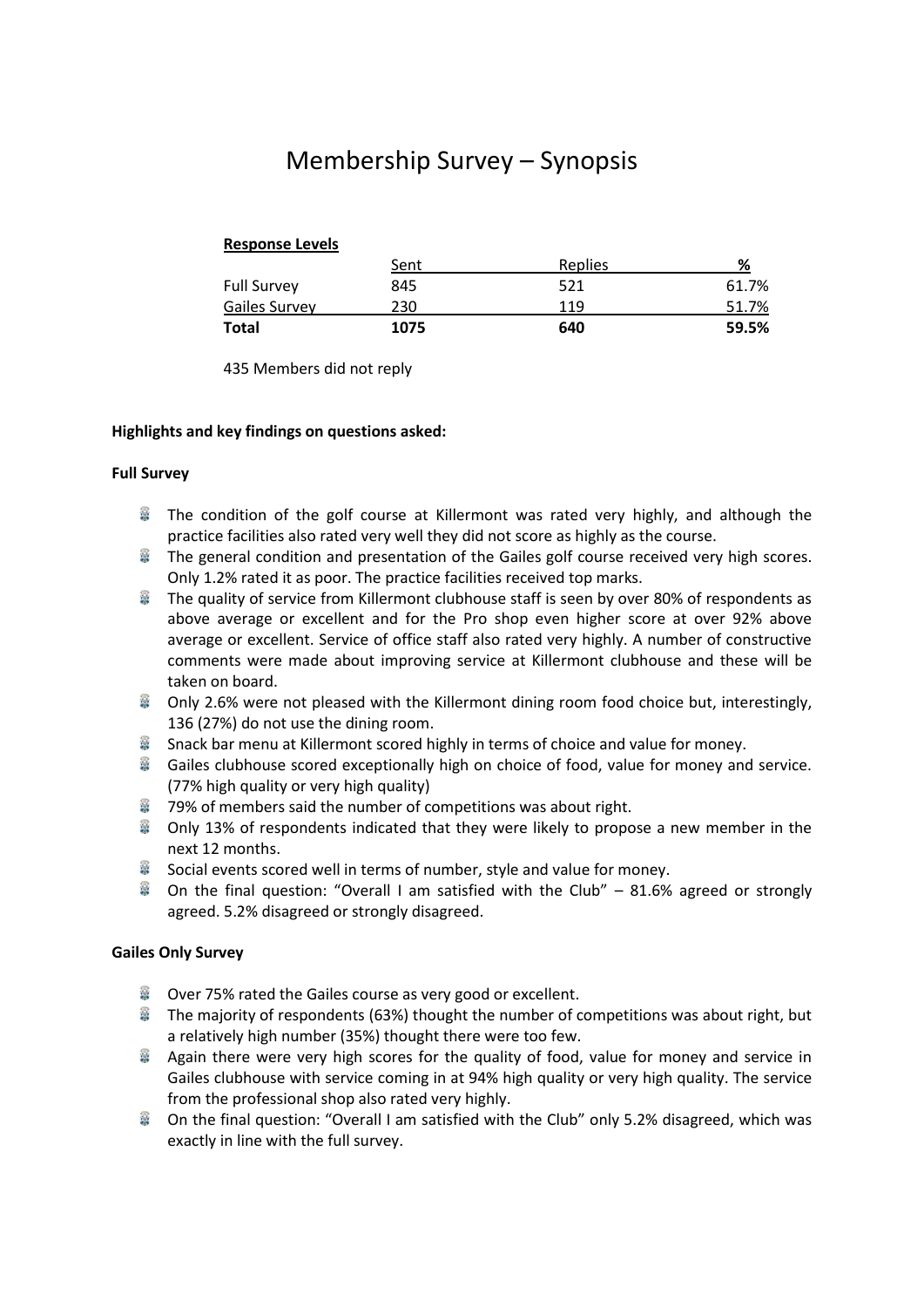# Membership Survey – Synopsis

**Response Levels**

| | Sent | Replies | % |
|---|---|---|---|
| Full Survey | 845 | 521 | 61.7% |
| Gailes Survey | 230 | 119 | 51.7% |
| **Total** | **1075** | **640** | **59.5%** |

435 Members did not reply

**Highlights and key findings on questions asked:**

**Full Survey**

- The condition of the golf course at Killermont was rated very highly, and although the practice facilities also rated very well they did not score as highly as the course.
- The general condition and presentation of the Gailes golf course received very high scores. Only 1.2% rated it as poor. The practice facilities received top marks.
- The quality of service from Killermont clubhouse staff is seen by over 80% of respondents as above average or excellent and for the Pro shop even higher score at over 92% above average or excellent. Service of office staff also rated very highly. A number of constructive comments were made about improving service at Killermont clubhouse and these will be taken on board.
- Only 2.6% were not pleased with the Killermont dining room food choice but, interestingly, 136 (27%) do not use the dining room.
- Snack bar menu at Killermont scored highly in terms of choice and value for money.
- Gailes clubhouse scored exceptionally high on choice of food, value for money and service. (77% high quality or very high quality)
- 79% of members said the number of competitions was about right.
- Only 13% of respondents indicated that they were likely to propose a new member in the next 12 months.
- Social events scored well in terms of number, style and value for money.
- On the final question: "Overall I am satisfied with the Club" – 81.6% agreed or strongly agreed. 5.2% disagreed or strongly disagreed.

**Gailes Only Survey**

- Over 75% rated the Gailes course as very good or excellent.
- The majority of respondents (63%) thought the number of competitions was about right, but a relatively high number (35%) thought there were too few.
- Again there were very high scores for the quality of food, value for money and service in Gailes clubhouse with service coming in at 94% high quality or very high quality. The service from the professional shop also rated very highly.
- On the final question: "Overall I am satisfied with the Club" only 5.2% disagreed, which was exactly in line with the full survey.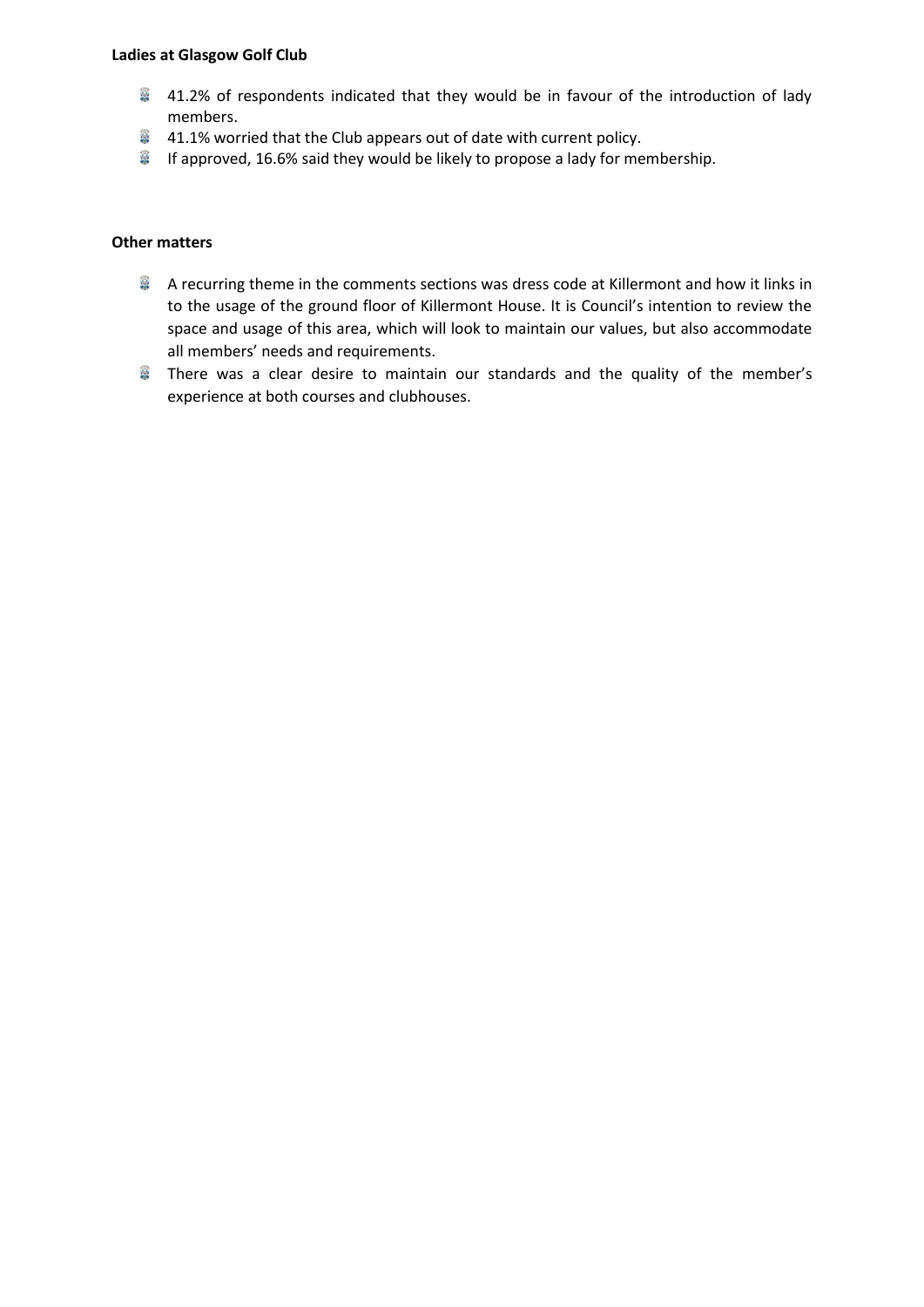**Ladies at Glasgow Golf Club**

- 41.2% of respondents indicated that they would be in favour of the introduction of lady members.
- 41.1% worried that the Club appears out of date with current policy.
- If approved, 16.6% said they would be likely to propose a lady for membership.

**Other matters**

- A recurring theme in the comments sections was dress code at Killermont and how it links in to the usage of the ground floor of Killermont House. It is Council's intention to review the space and usage of this area, which will look to maintain our values, but also accommodate all members' needs and requirements.
- There was a clear desire to maintain our standards and the quality of the member's experience at both courses and clubhouses.